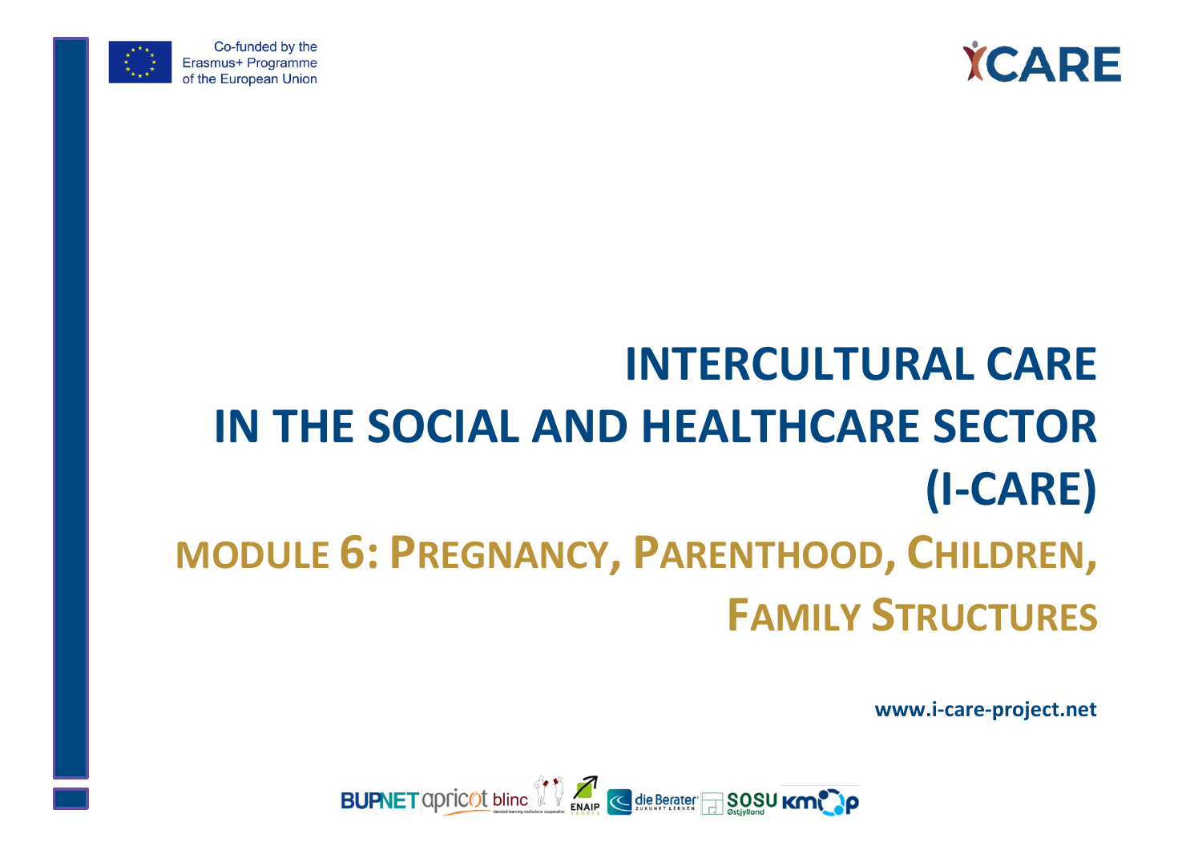Co-funded by the Erasmus+ Programme of the European Union

ICARE

# INTERCULTURAL CARE IN THE SOCIAL AND HEALTHCARE SECTOR (I-CARE)

## MODULE 6: PREGNANCY, PARENTHOOD, CHILDREN, FAMILY STRUCTURES

**www.i-care-project.net**

BUPNET apricot blinc ENAIP die Berater SOSU Østjylland kmop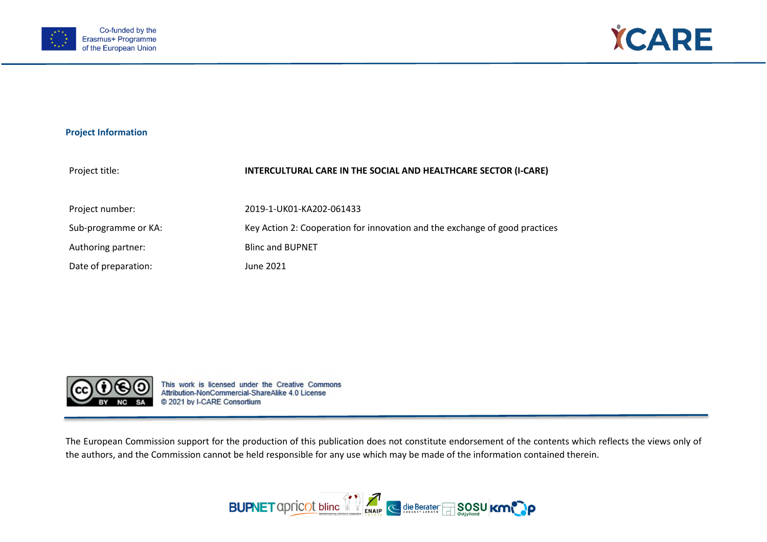## Project Information

| | |
|---|---|
| Project title: | **INTERCULTURAL CARE IN THE SOCIAL AND HEALTHCARE SECTOR (I-CARE)** |
| Project number: | 2019-1-UK01-KA202-061433 |
| Sub-programme or KA: | Key Action 2: Cooperation for innovation and the exchange of good practices |
| Authoring partner: | Blinc and BUPNET |
| Date of preparation: | June 2021 |

This work is licensed under the Creative Commons Attribution-NonCommercial-ShareAlike 4.0 License
© 2021 by I-CARE Consortium

The European Commission support for the production of this publication does not constitute endorsement of the contents which reflects the views only of the authors, and the Commission cannot be held responsible for any use which may be made of the information contained therein.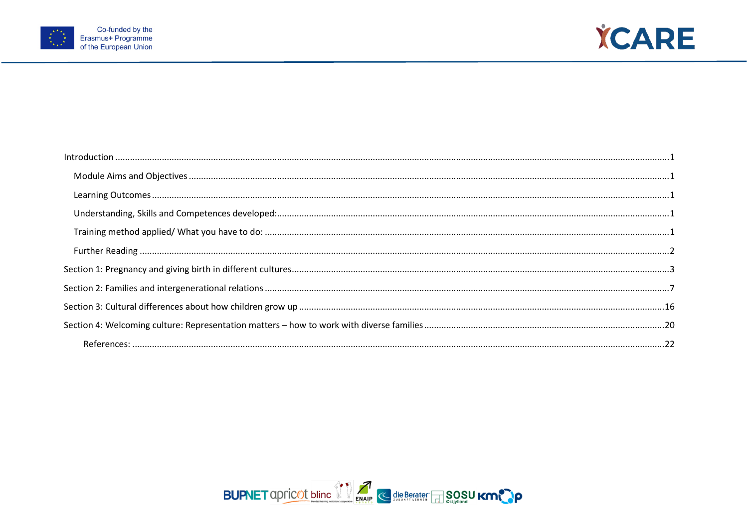Introduction ..... 1

- Module Aims and Objectives ..... 1
- Learning Outcomes ..... 1
- Understanding, Skills and Competences developed: ..... 1
- Training method applied/ What you have to do: ..... 1
- Further Reading ..... 2

Section 1: Pregnancy and giving birth in different cultures ..... 3

Section 2: Families and intergenerational relations ..... 7

Section 3: Cultural differences about how children grow up ..... 16

Section 4: Welcoming culture: Representation matters – how to work with diverse families ..... 20

- References: ..... 22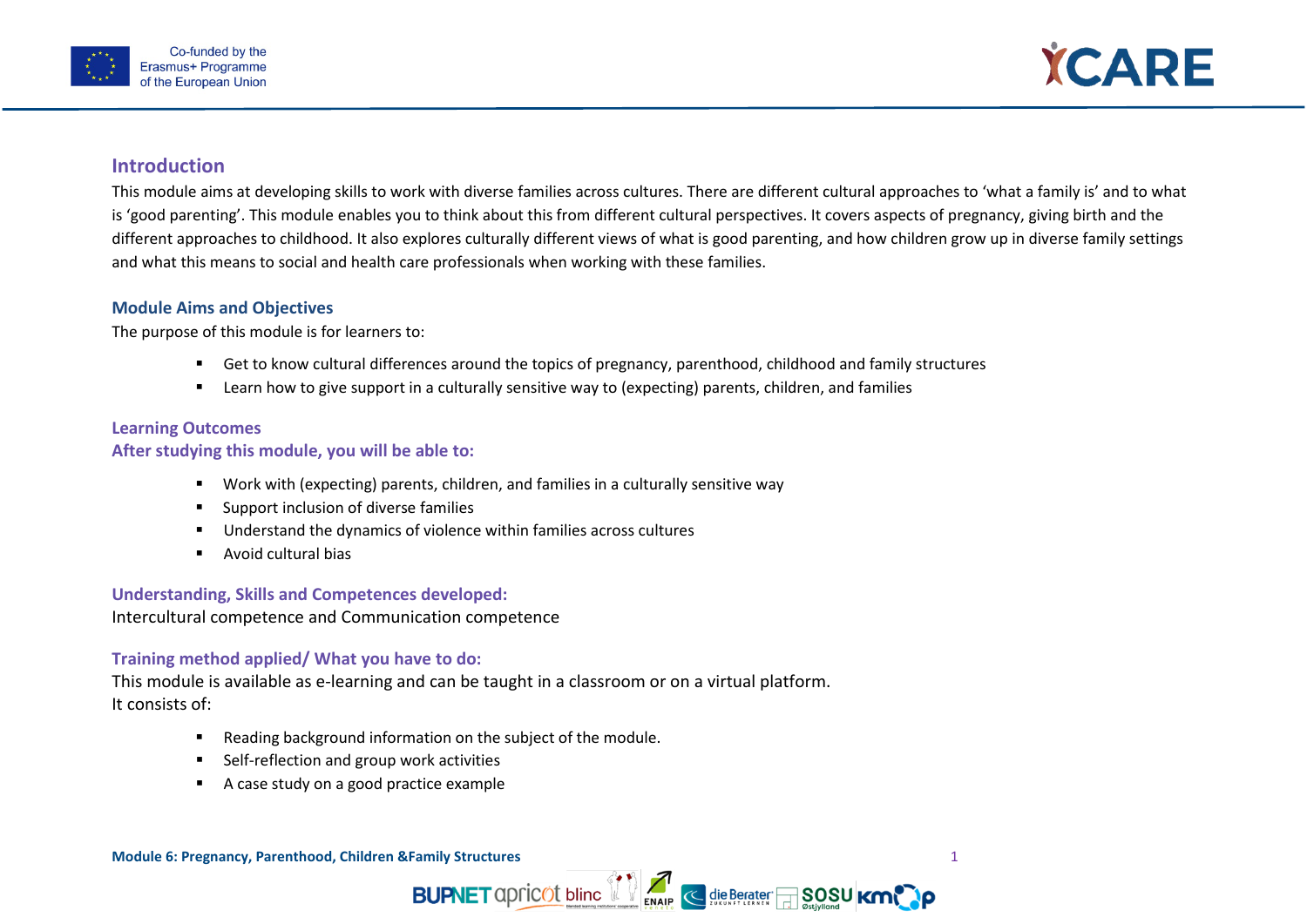## Introduction

This module aims at developing skills to work with diverse families across cultures. There are different cultural approaches to 'what a family is' and to what is 'good parenting'. This module enables you to think about this from different cultural perspectives. It covers aspects of pregnancy, giving birth and the different approaches to childhood. It also explores culturally different views of what is good parenting, and how children grow up in diverse family settings and what this means to social and health care professionals when working with these families.

### Module Aims and Objectives

The purpose of this module is for learners to:

- Get to know cultural differences around the topics of pregnancy, parenthood, childhood and family structures
- Learn how to give support in a culturally sensitive way to (expecting) parents, children, and families

### Learning Outcomes

### After studying this module, you will be able to:

- Work with (expecting) parents, children, and families in a culturally sensitive way
- Support inclusion of diverse families
- Understand the dynamics of violence within families across cultures
- Avoid cultural bias

### Understanding, Skills and Competences developed:

Intercultural competence and Communication competence

### Training method applied/ What you have to do:

This module is available as e-learning and can be taught in a classroom or on a virtual platform.
It consists of:

- Reading background information on the subject of the module.
- Self-reflection and group work activities
- A case study on a good practice example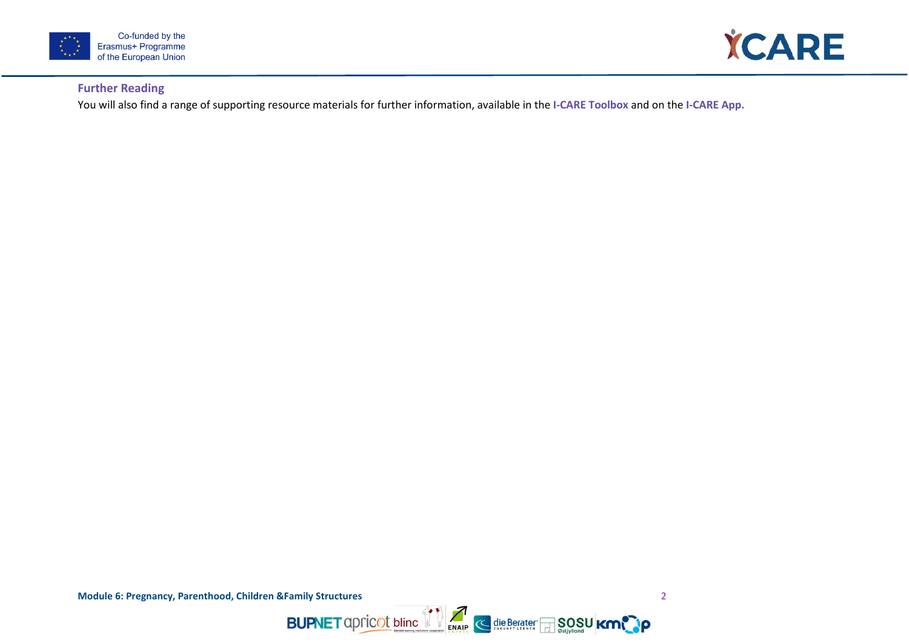### Further Reading

You will also find a range of supporting resource materials for further information, available in the **I-CARE Toolbox** and on the **I-CARE App.**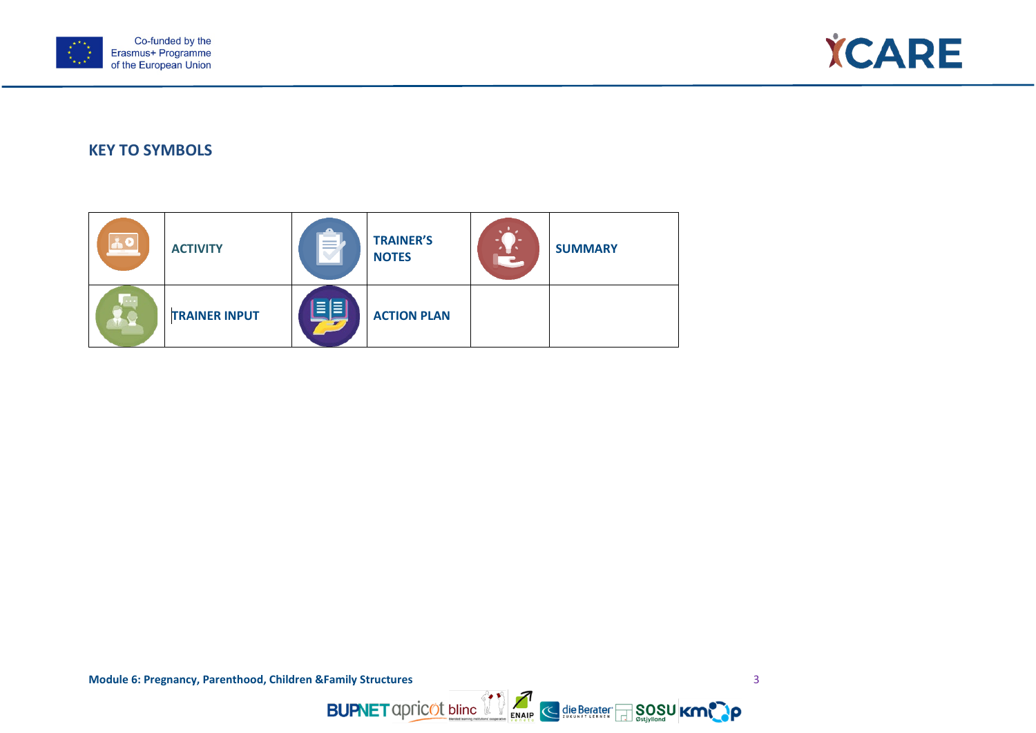## KEY TO SYMBOLS

| | | | | | |
|---|---|---|---|---|---|
| | ACTIVITY | | TRAINER'S NOTES | | SUMMARY |
| | TRAINER INPUT | | ACTION PLAN | | |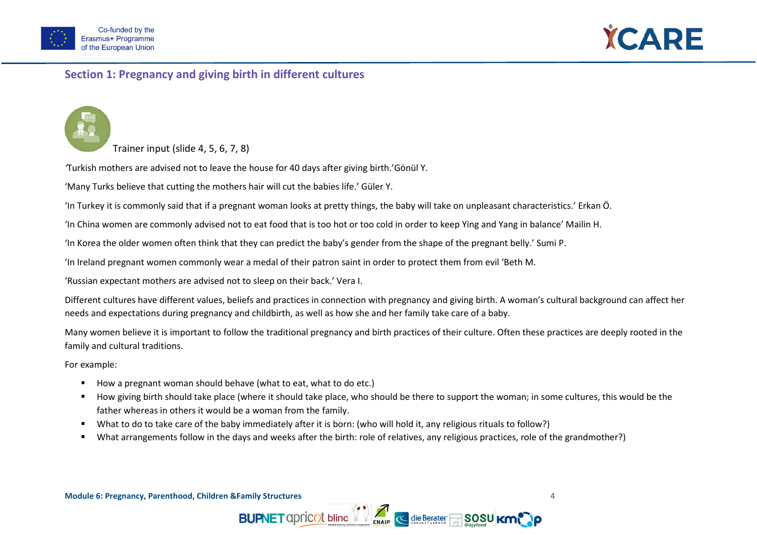## Section 1: Pregnancy and giving birth in different cultures

Trainer input (slide 4, 5, 6, 7, 8)

‘Turkish mothers are advised not to leave the house for 40 days after giving birth.’Gönül Y.

‘Many Turks believe that cutting the mothers hair will cut the babies life.’ Güler Y.

‘In Turkey it is commonly said that if a pregnant woman looks at pretty things, the baby will take on unpleasant characteristics.’ Erkan Ö.

‘In China women are commonly advised not to eat food that is too hot or too cold in order to keep Ying and Yang in balance’ Mailin H.

‘In Korea the older women often think that they can predict the baby’s gender from the shape of the pregnant belly.’ Sumi P.

‘In Ireland pregnant women commonly wear a medal of their patron saint in order to protect them from evil ‘Beth M.

‘Russian expectant mothers are advised not to sleep on their back.’ Vera I.

Different cultures have different values, beliefs and practices in connection with pregnancy and giving birth. A woman’s cultural background can affect her needs and expectations during pregnancy and childbirth, as well as how she and her family take care of a baby.

Many women believe it is important to follow the traditional pregnancy and birth practices of their culture. Often these practices are deeply rooted in the family and cultural traditions.

For example:

- How a pregnant woman should behave (what to eat, what to do etc.)
- How giving birth should take place (where it should take place, who should be there to support the woman; in some cultures, this would be the father whereas in others it would be a woman from the family.
- What to do to take care of the baby immediately after it is born: (who will hold it, any religious rituals to follow?)
- What arrangements follow in the days and weeks after the birth: role of relatives, any religious practices, role of the grandmother?)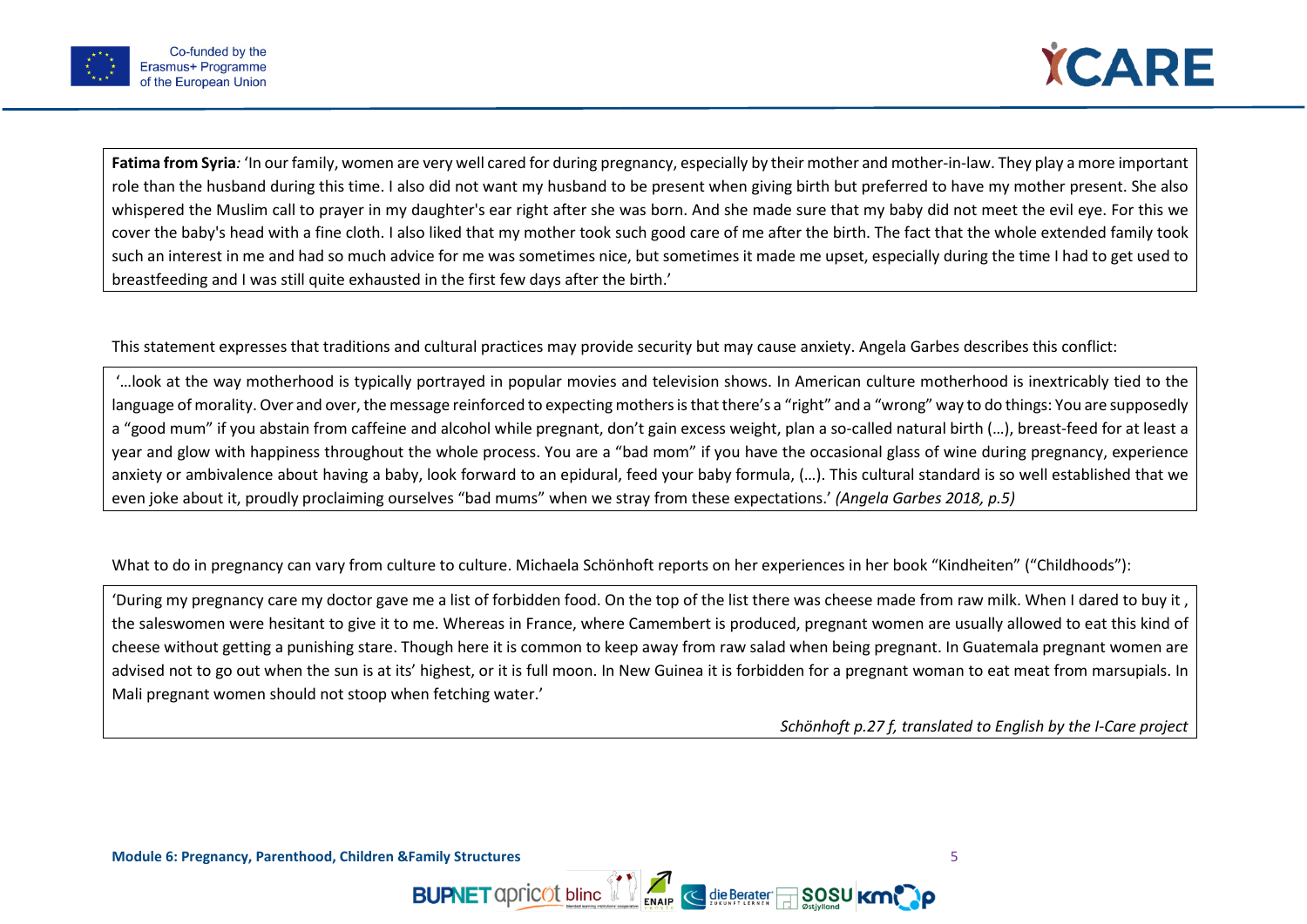**Fatima from Syria***:* 'In our family, women are very well cared for during pregnancy, especially by their mother and mother-in-law. They play a more important role than the husband during this time. I also did not want my husband to be present when giving birth but preferred to have my mother present. She also whispered the Muslim call to prayer in my daughter's ear right after she was born. And she made sure that my baby did not meet the evil eye. For this we cover the baby's head with a fine cloth. I also liked that my mother took such good care of me after the birth. The fact that the whole extended family took such an interest in me and had so much advice for me was sometimes nice, but sometimes it made me upset, especially during the time I had to get used to breastfeeding and I was still quite exhausted in the first few days after the birth.'

This statement expresses that traditions and cultural practices may provide security but may cause anxiety. Angela Garbes describes this conflict:

'…look at the way motherhood is typically portrayed in popular movies and television shows. In American culture motherhood is inextricably tied to the language of morality. Over and over, the message reinforced to expecting mothers is that there's a "right" and a "wrong" way to do things: You are supposedly a "good mum" if you abstain from caffeine and alcohol while pregnant, don't gain excess weight, plan a so-called natural birth (…), breast-feed for at least a year and glow with happiness throughout the whole process. You are a "bad mom" if you have the occasional glass of wine during pregnancy, experience anxiety or ambivalence about having a baby, look forward to an epidural, feed your baby formula, (…). This cultural standard is so well established that we even joke about it, proudly proclaiming ourselves "bad mums" when we stray from these expectations.' *(Angela Garbes 2018, p.5)*

What to do in pregnancy can vary from culture to culture. Michaela Schönhoft reports on her experiences in her book "Kindheiten" ("Childhoods"):

'During my pregnancy care my doctor gave me a list of forbidden food. On the top of the list there was cheese made from raw milk. When I dared to buy it , the saleswomen were hesitant to give it to me. Whereas in France, where Camembert is produced, pregnant women are usually allowed to eat this kind of cheese without getting a punishing stare. Though here it is common to keep away from raw salad when being pregnant. In Guatemala pregnant women are advised not to go out when the sun is at its' highest, or it is full moon. In New Guinea it is forbidden for a pregnant woman to eat meat from marsupials. In Mali pregnant women should not stoop when fetching water.'

*Schönhoft p.27 f, translated to English by the I-Care project*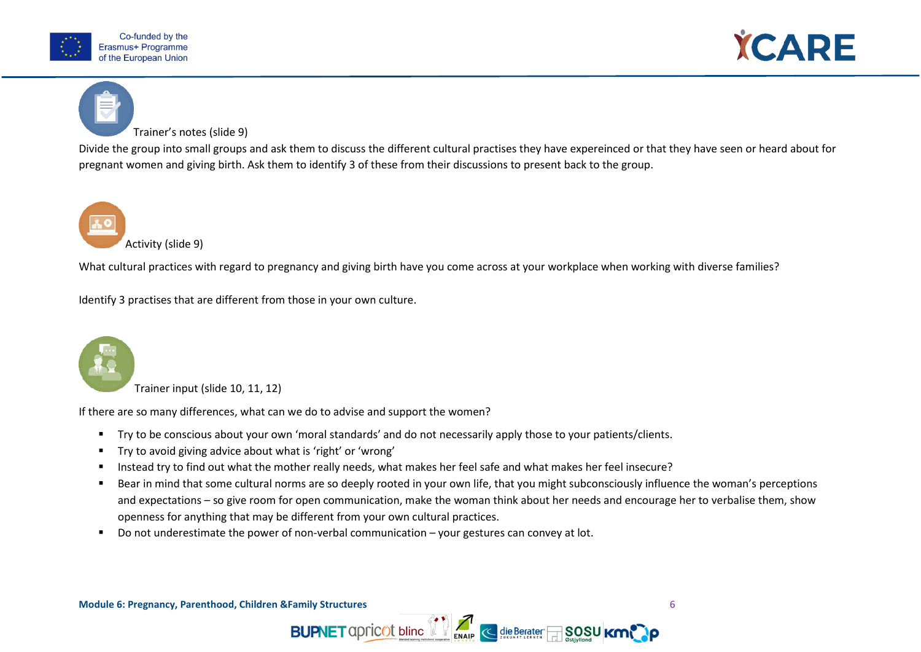Trainer's notes (slide 9)

Divide the group into small groups and ask them to discuss the different cultural practises they have expereinced or that they have seen or heard about for pregnant women and giving birth. Ask them to identify 3 of these from their discussions to present back to the group.

Activity (slide 9)

What cultural practices with regard to pregnancy and giving birth have you come across at your workplace when working with diverse families?

Identify 3 practises that are different from those in your own culture.

Trainer input (slide 10, 11, 12)

If there are so many differences, what can we do to advise and support the women?

- Try to be conscious about your own 'moral standards' and do not necessarily apply those to your patients/clients.
- Try to avoid giving advice about what is 'right' or 'wrong'
- Instead try to find out what the mother really needs, what makes her feel safe and what makes her feel insecure?
- Bear in mind that some cultural norms are so deeply rooted in your own life, that you might subconsciously influence the woman's perceptions and expectations – so give room for open communication, make the woman think about her needs and encourage her to verbalise them, show openness for anything that may be different from your own cultural practices.
- Do not underestimate the power of non-verbal communication – your gestures can convey at lot.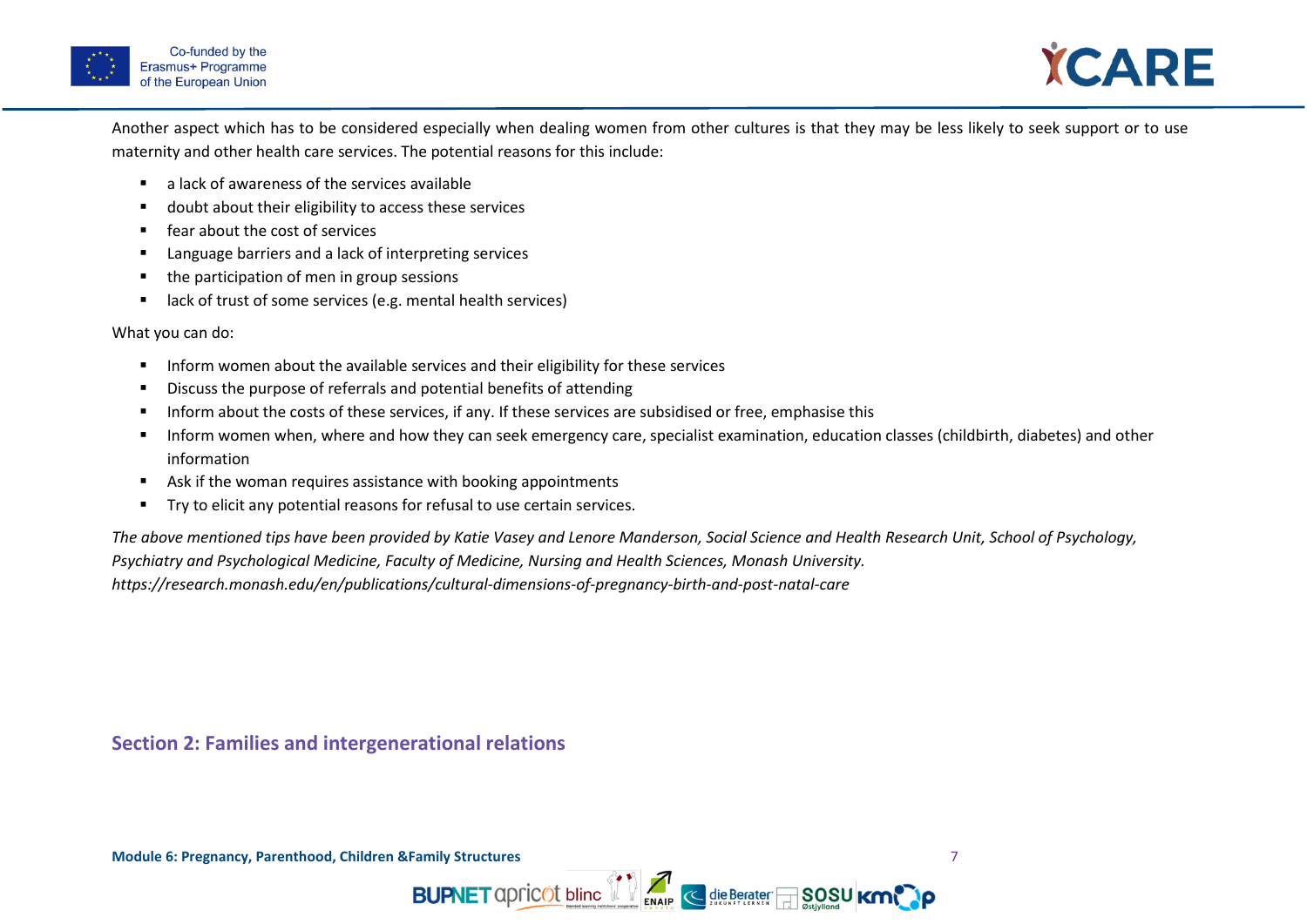Another aspect which has to be considered especially when dealing women from other cultures is that they may be less likely to seek support or to use maternity and other health care services. The potential reasons for this include:

- a lack of awareness of the services available
- doubt about their eligibility to access these services
- fear about the cost of services
- Language barriers and a lack of interpreting services
- the participation of men in group sessions
- lack of trust of some services (e.g. mental health services)

What you can do:

- Inform women about the available services and their eligibility for these services
- Discuss the purpose of referrals and potential benefits of attending
- Inform about the costs of these services, if any. If these services are subsidised or free, emphasise this
- Inform women when, where and how they can seek emergency care, specialist examination, education classes (childbirth, diabetes) and other information
- Ask if the woman requires assistance with booking appointments
- Try to elicit any potential reasons for refusal to use certain services.

*The above mentioned tips have been provided by Katie Vasey and Lenore Manderson, Social Science and Health Research Unit, School of Psychology, Psychiatry and Psychological Medicine, Faculty of Medicine, Nursing and Health Sciences, Monash University. https://research.monash.edu/en/publications/cultural-dimensions-of-pregnancy-birth-and-post-natal-care*

## Section 2: Families and intergenerational relations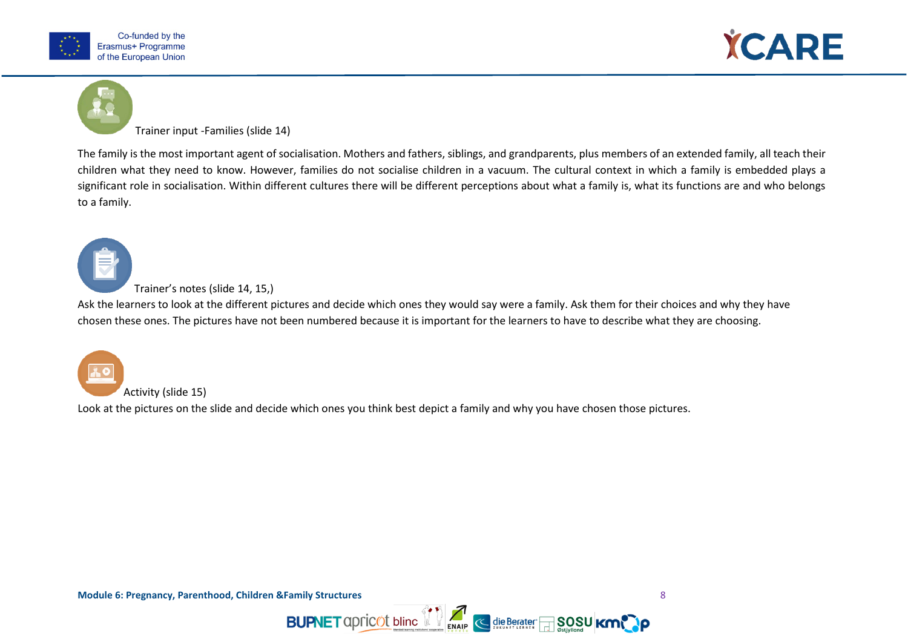### Trainer input -Families (slide 14)

The family is the most important agent of socialisation. Mothers and fathers, siblings, and grandparents, plus members of an extended family, all teach their children what they need to know. However, families do not socialise children in a vacuum. The cultural context in which a family is embedded plays a significant role in socialisation. Within different cultures there will be different perceptions about what a family is, what its functions are and who belongs to a family.

### Trainer's notes (slide 14, 15,)

Ask the learners to look at the different pictures and decide which ones they would say were a family. Ask them for their choices and why they have chosen these ones. The pictures have not been numbered because it is important for the learners to have to describe what they are choosing.

### Activity (slide 15)

Look at the pictures on the slide and decide which ones you think best depict a family and why you have chosen those pictures.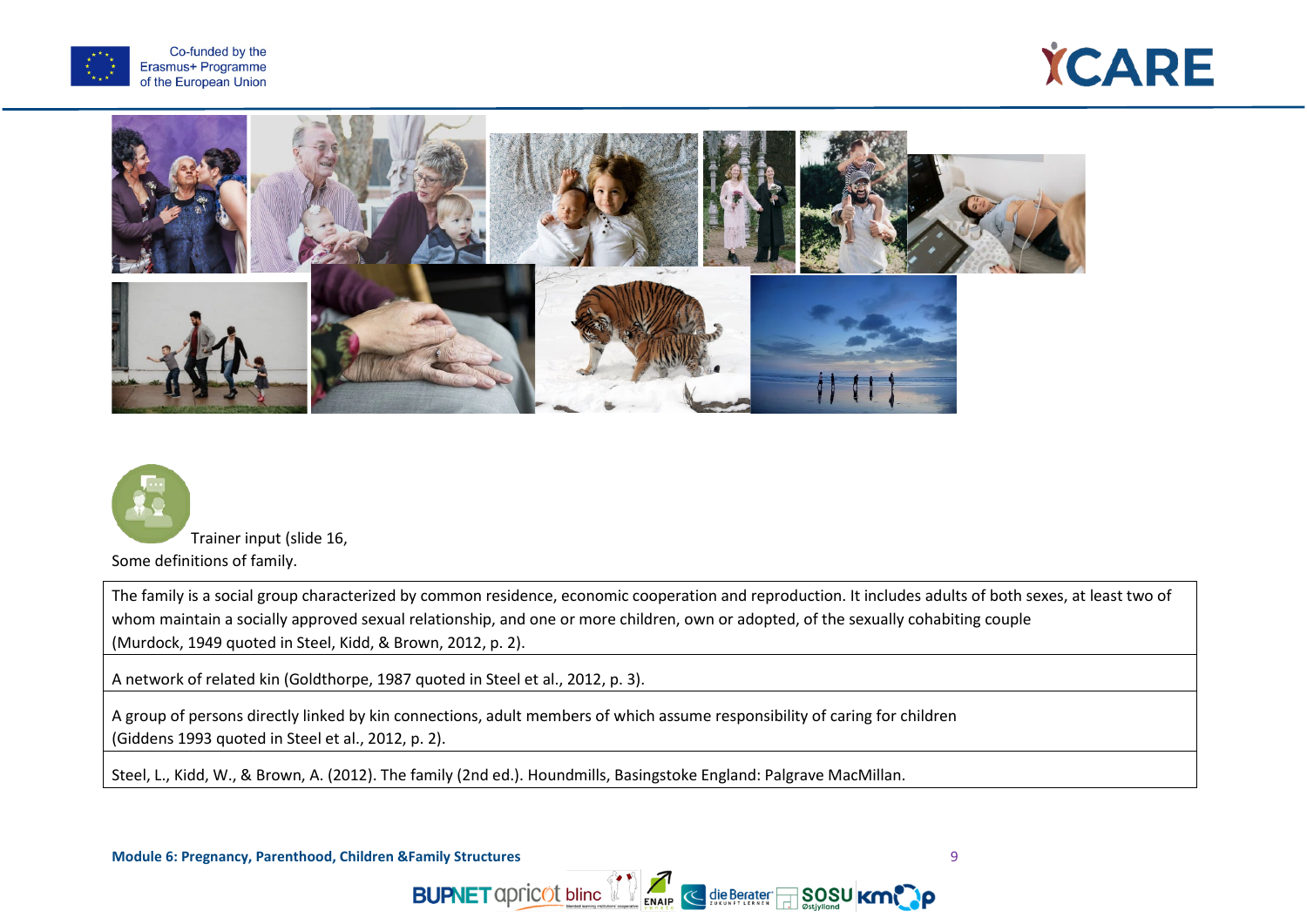Trainer input (slide 16,

Some definitions of family.

| The family is a social group characterized by common residence, economic cooperation and reproduction. It includes adults of both sexes, at least two of whom maintain a socially approved sexual relationship, and one or more children, own or adopted, of the sexually cohabiting couple (Murdock, 1949 quoted in Steel, Kidd, & Brown, 2012, p. 2). |
|---|
| A network of related kin (Goldthorpe, 1987 quoted in Steel et al., 2012, p. 3). |
| A group of persons directly linked by kin connections, adult members of which assume responsibility of caring for children (Giddens 1993 quoted in Steel et al., 2012, p. 2). |
| Steel, L., Kidd, W., & Brown, A. (2012). The family (2nd ed.). Houndmills, Basingstoke England: Palgrave MacMillan. |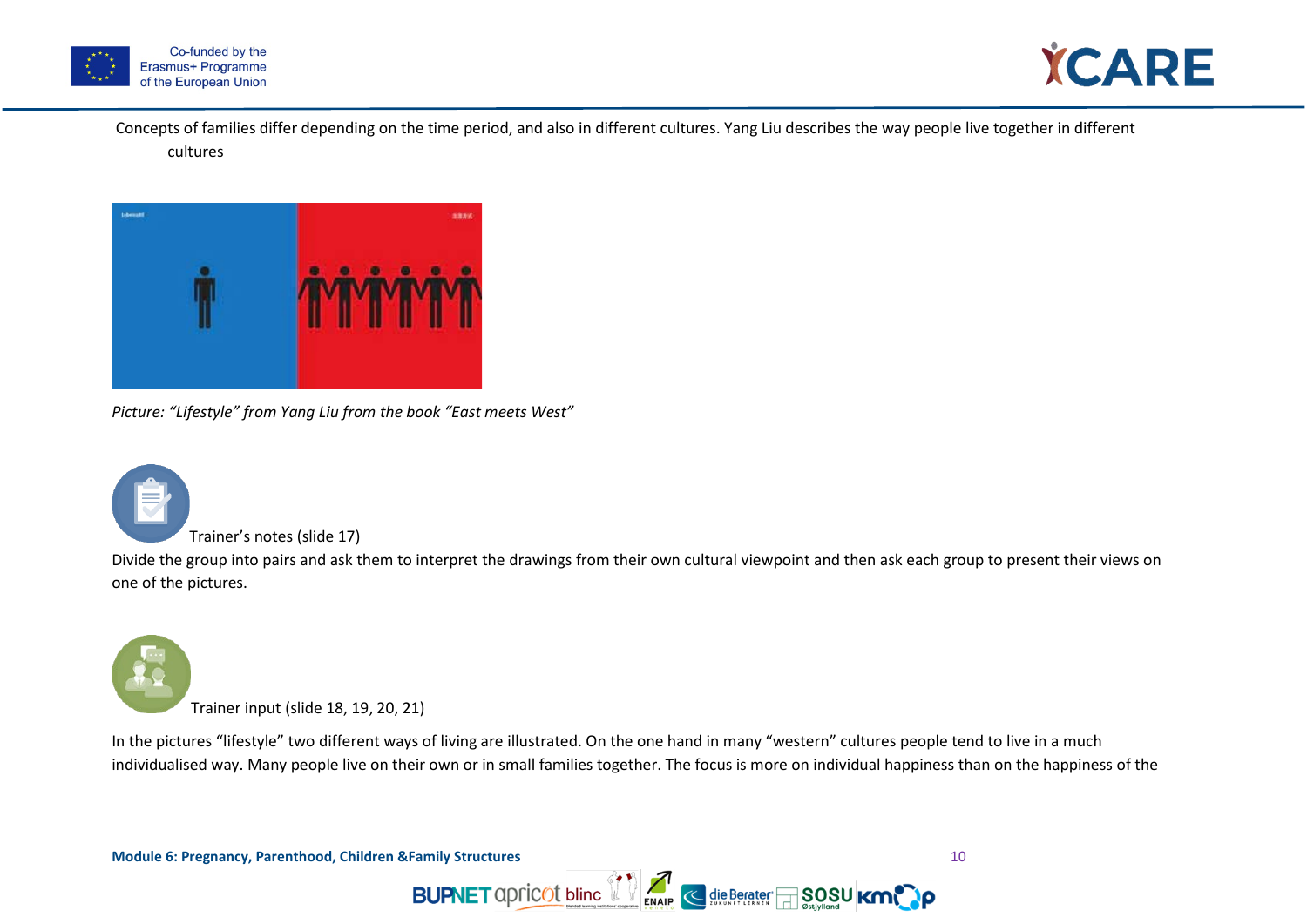Concepts of families differ depending on the time period, and also in different cultures. Yang Liu describes the way people live together in different cultures

*Picture: "Lifestyle" from Yang Liu from the book "East meets West"*

Trainer's notes (slide 17)

Divide the group into pairs and ask them to interpret the drawings from their own cultural viewpoint and then ask each group to present their views on one of the pictures.

Trainer input (slide 18, 19, 20, 21)

In the pictures "lifestyle" two different ways of living are illustrated. On the one hand in many "western" cultures people tend to live in a much individualised way. Many people live on their own or in small families together. The focus is more on individual happiness than on the happiness of the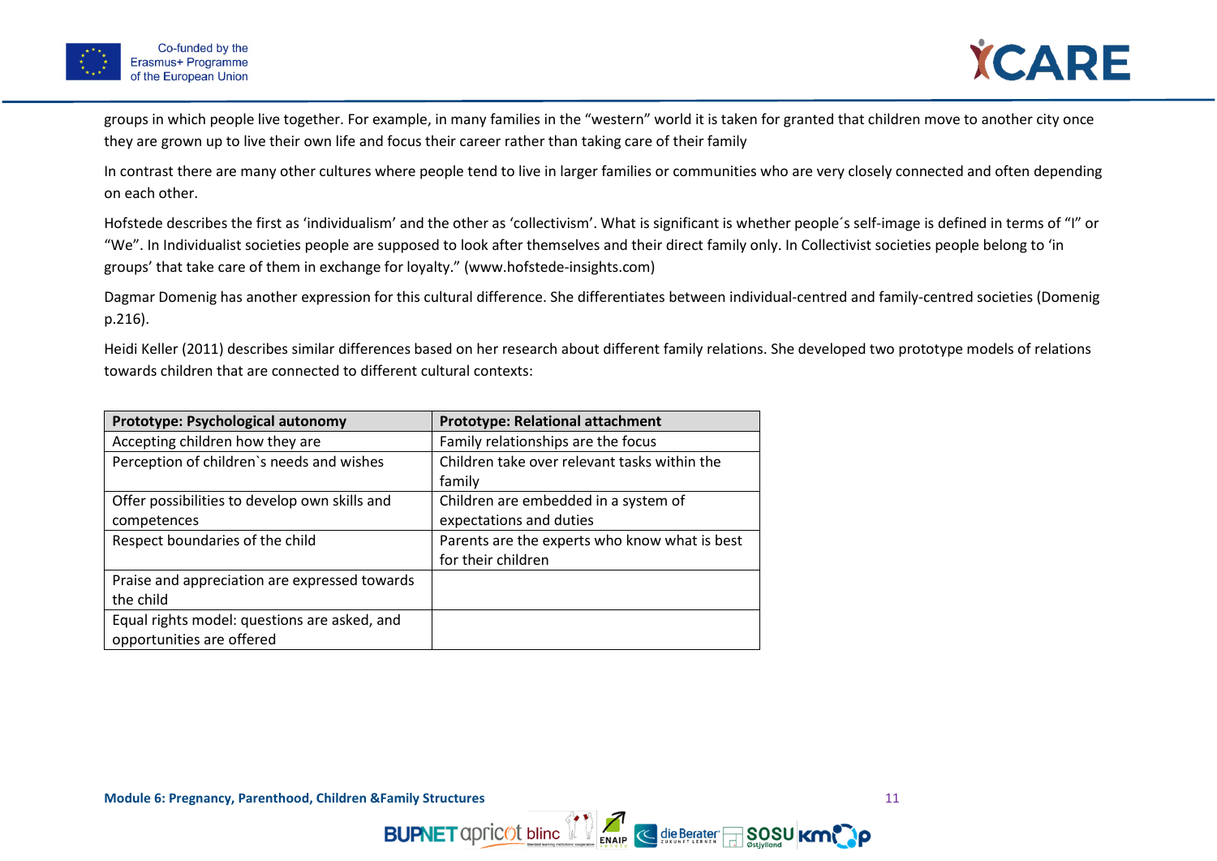groups in which people live together. For example, in many families in the "western" world it is taken for granted that children move to another city once they are grown up to live their own life and focus their career rather than taking care of their family

In contrast there are many other cultures where people tend to live in larger families or communities who are very closely connected and often depending on each other.

Hofstede describes the first as 'individualism' and the other as 'collectivism'. What is significant is whether people´s self-image is defined in terms of "I" or "We". In Individualist societies people are supposed to look after themselves and their direct family only. In Collectivist societies people belong to 'in groups' that take care of them in exchange for loyalty." (www.hofstede-insights.com)

Dagmar Domenig has another expression for this cultural difference. She differentiates between individual-centred and family-centred societies (Domenig p.216).

Heidi Keller (2011) describes similar differences based on her research about different family relations. She developed two prototype models of relations towards children that are connected to different cultural contexts:

| **Prototype: Psychological autonomy** | **Prototype: Relational attachment** |
|---|---|
| Accepting children how they are | Family relationships are the focus |
| Perception of children`s needs and wishes | Children take over relevant tasks within the family |
| Offer possibilities to develop own skills and competences | Children are embedded in a system of expectations and duties |
| Respect boundaries of the child | Parents are the experts who know what is best for their children |
| Praise and appreciation are expressed towards the child | |
| Equal rights model: questions are asked, and opportunities are offered | |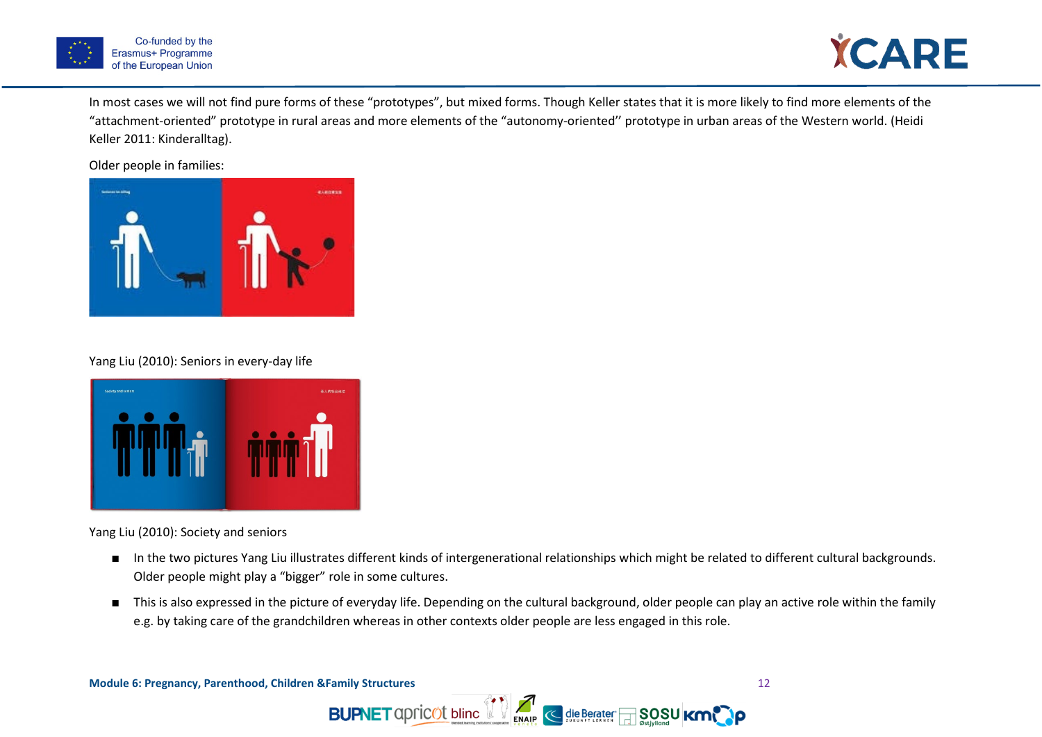In most cases we will not find pure forms of these “prototypes”, but mixed forms. Though Keller states that it is more likely to find more elements of the “attachment-oriented” prototype in rural areas and more elements of the “autonomy-oriented’’ prototype in urban areas of the Western world. (Heidi Keller 2011: Kinderalltag).

Older people in families:

Yang Liu (2010): Seniors in every-day life

Yang Liu (2010): Society and seniors

- In the two pictures Yang Liu illustrates different kinds of intergenerational relationships which might be related to different cultural backgrounds. Older people might play a “bigger” role in some cultures.
- This is also expressed in the picture of everyday life. Depending on the cultural background, older people can play an active role within the family e.g. by taking care of the grandchildren whereas in other contexts older people are less engaged in this role.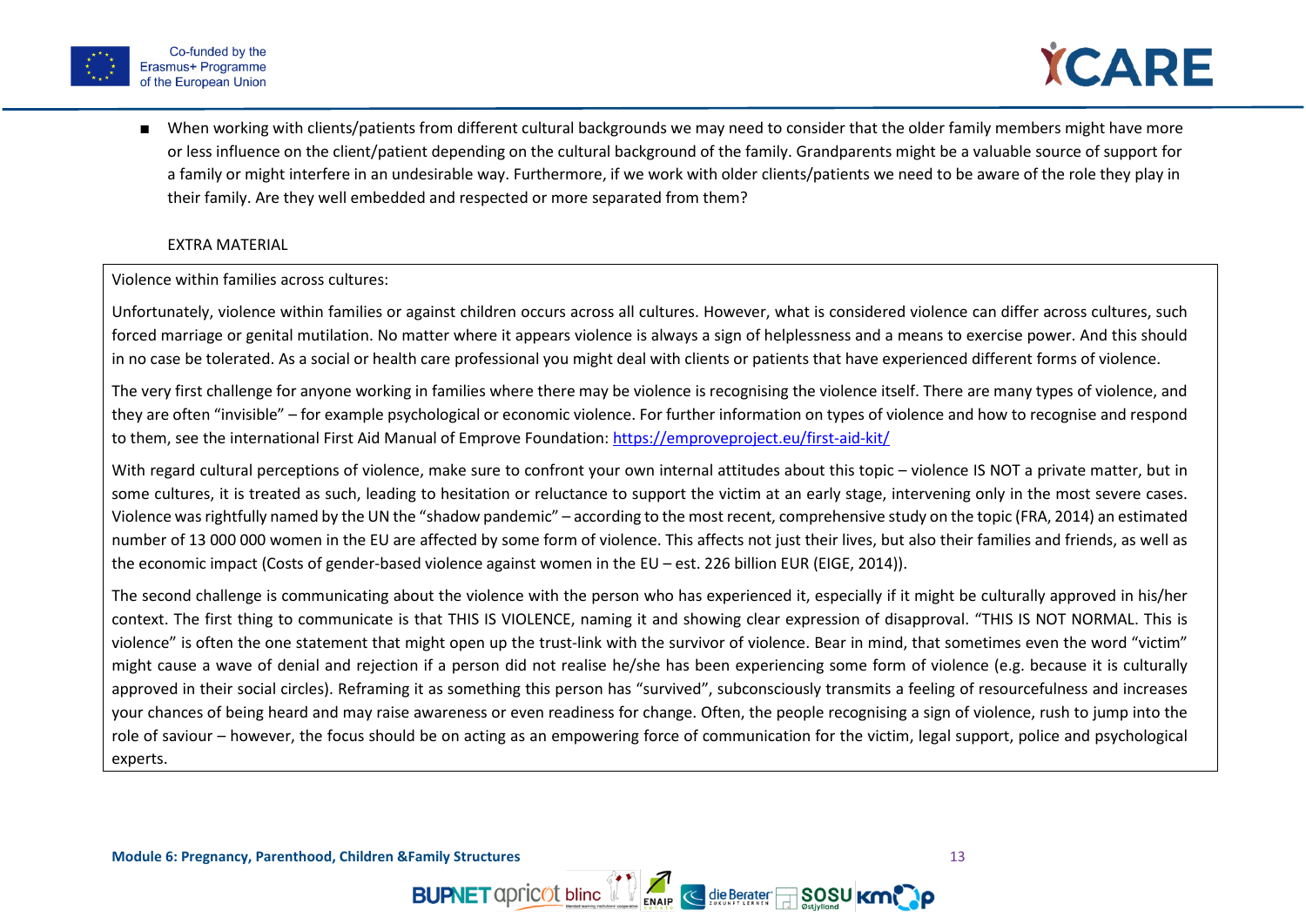- When working with clients/patients from different cultural backgrounds we may need to consider that the older family members might have more or less influence on the client/patient depending on the cultural background of the family. Grandparents might be a valuable source of support for a family or might interfere in an undesirable way. Furthermore, if we work with older clients/patients we need to be aware of the role they play in their family. Are they well embedded and respected or more separated from them?

EXTRA MATERIAL

Violence within families across cultures:

Unfortunately, violence within families or against children occurs across all cultures. However, what is considered violence can differ across cultures, such forced marriage or genital mutilation. No matter where it appears violence is always a sign of helplessness and a means to exercise power. And this should in no case be tolerated. As a social or health care professional you might deal with clients or patients that have experienced different forms of violence.

The very first challenge for anyone working in families where there may be violence is recognising the violence itself. There are many types of violence, and they are often "invisible" – for example psychological or economic violence. For further information on types of violence and how to recognise and respond to them, see the international First Aid Manual of Emprove Foundation: https://emproveproject.eu/first-aid-kit/

With regard cultural perceptions of violence, make sure to confront your own internal attitudes about this topic – violence IS NOT a private matter, but in some cultures, it is treated as such, leading to hesitation or reluctance to support the victim at an early stage, intervening only in the most severe cases. Violence was rightfully named by the UN the "shadow pandemic" – according to the most recent, comprehensive study on the topic (FRA, 2014) an estimated number of 13 000 000 women in the EU are affected by some form of violence. This affects not just their lives, but also their families and friends, as well as the economic impact (Costs of gender-based violence against women in the EU – est. 226 billion EUR (EIGE, 2014)).

The second challenge is communicating about the violence with the person who has experienced it, especially if it might be culturally approved in his/her context. The first thing to communicate is that THIS IS VIOLENCE, naming it and showing clear expression of disapproval. "THIS IS NOT NORMAL. This is violence" is often the one statement that might open up the trust-link with the survivor of violence. Bear in mind, that sometimes even the word "victim" might cause a wave of denial and rejection if a person did not realise he/she has been experiencing some form of violence (e.g. because it is culturally approved in their social circles). Reframing it as something this person has "survived", subconsciously transmits a feeling of resourcefulness and increases your chances of being heard and may raise awareness or even readiness for change. Often, the people recognising a sign of violence, rush to jump into the role of saviour – however, the focus should be on acting as an empowering force of communication for the victim, legal support, police and psychological experts.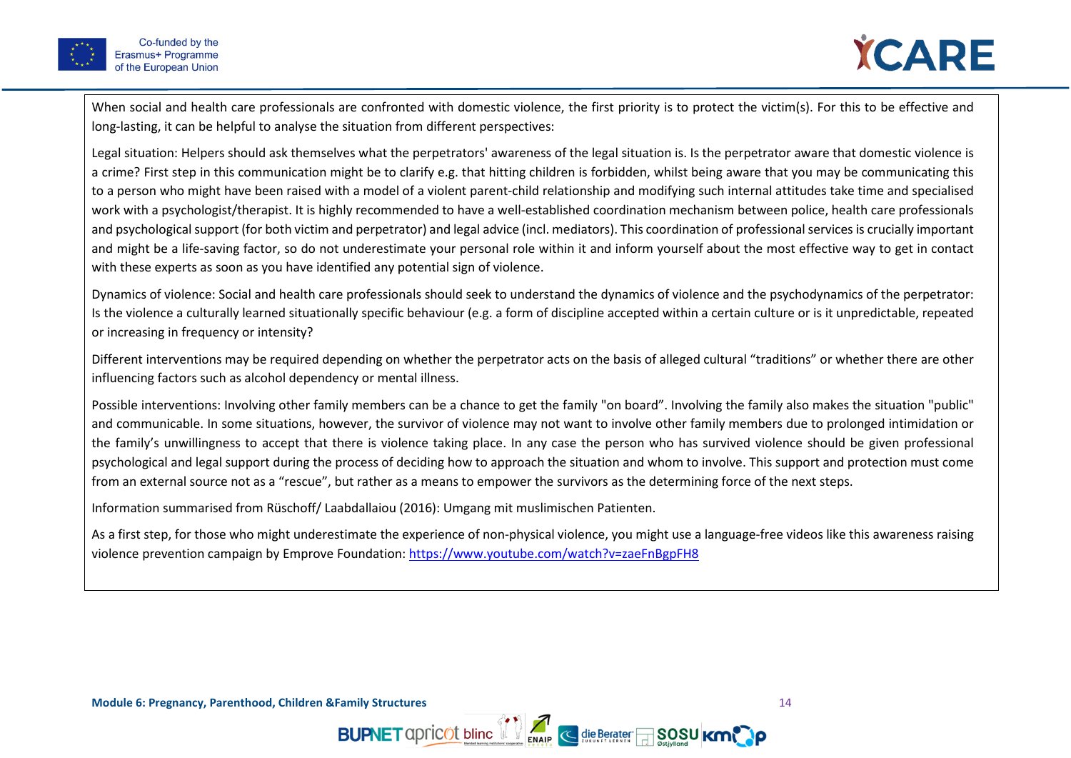When social and health care professionals are confronted with domestic violence, the first priority is to protect the victim(s). For this to be effective and long-lasting, it can be helpful to analyse the situation from different perspectives:

Legal situation: Helpers should ask themselves what the perpetrators' awareness of the legal situation is. Is the perpetrator aware that domestic violence is a crime? First step in this communication might be to clarify e.g. that hitting children is forbidden, whilst being aware that you may be communicating this to a person who might have been raised with a model of a violent parent-child relationship and modifying such internal attitudes take time and specialised work with a psychologist/therapist. It is highly recommended to have a well-established coordination mechanism between police, health care professionals and psychological support (for both victim and perpetrator) and legal advice (incl. mediators). This coordination of professional services is crucially important and might be a life-saving factor, so do not underestimate your personal role within it and inform yourself about the most effective way to get in contact with these experts as soon as you have identified any potential sign of violence.

Dynamics of violence: Social and health care professionals should seek to understand the dynamics of violence and the psychodynamics of the perpetrator: Is the violence a culturally learned situationally specific behaviour (e.g. a form of discipline accepted within a certain culture or is it unpredictable, repeated or increasing in frequency or intensity?

Different interventions may be required depending on whether the perpetrator acts on the basis of alleged cultural “traditions” or whether there are other influencing factors such as alcohol dependency or mental illness.

Possible interventions: Involving other family members can be a chance to get the family "on board”. Involving the family also makes the situation "public" and communicable. In some situations, however, the survivor of violence may not want to involve other family members due to prolonged intimidation or the family’s unwillingness to accept that there is violence taking place. In any case the person who has survived violence should be given professional psychological and legal support during the process of deciding how to approach the situation and whom to involve. This support and protection must come from an external source not as a “rescue”, but rather as a means to empower the survivors as the determining force of the next steps.

Information summarised from Rüschoff/ Laabdallaiou (2016): Umgang mit muslimischen Patienten.

As a first step, for those who might underestimate the experience of non-physical violence, you might use a language-free videos like this awareness raising violence prevention campaign by Emprove Foundation: https://www.youtube.com/watch?v=zaeFnBgpFH8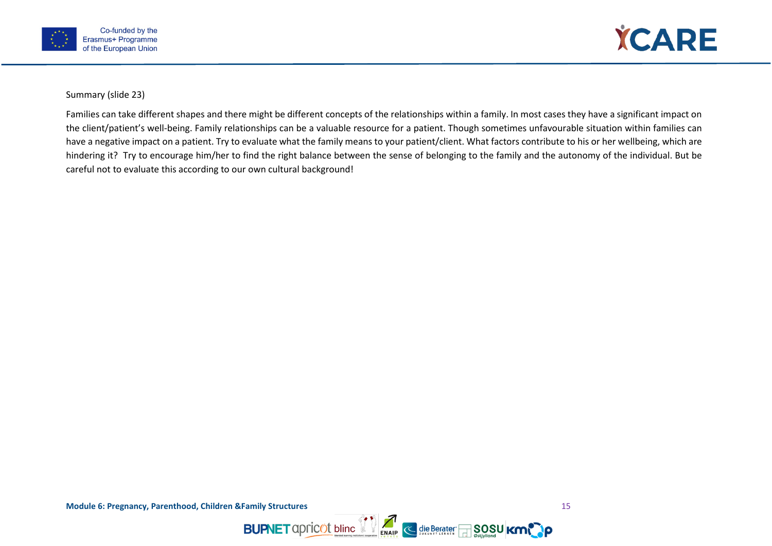Summary (slide 23)

Families can take different shapes and there might be different concepts of the relationships within a family. In most cases they have a significant impact on the client/patient's well-being. Family relationships can be a valuable resource for a patient. Though sometimes unfavourable situation within families can have a negative impact on a patient. Try to evaluate what the family means to your patient/client. What factors contribute to his or her wellbeing, which are hindering it?  Try to encourage him/her to find the right balance between the sense of belonging to the family and the autonomy of the individual. But be careful not to evaluate this according to our own cultural background!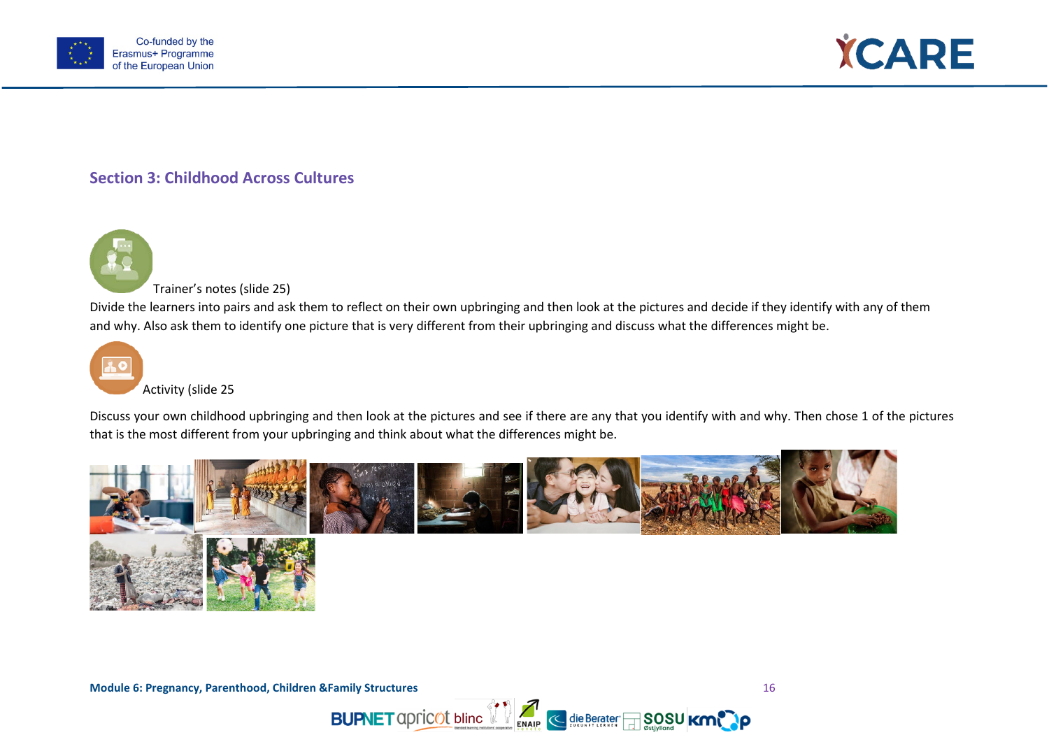## Section 3: Childhood Across Cultures

Trainer's notes (slide 25)

Divide the learners into pairs and ask them to reflect on their own upbringing and then look at the pictures and decide if they identify with any of them and why. Also ask them to identify one picture that is very different from their upbringing and discuss what the differences might be.

Activity (slide 25

Discuss your own childhood upbringing and then look at the pictures and see if there are any that you identify with and why. Then chose 1 of the pictures that is the most different from your upbringing and think about what the differences might be.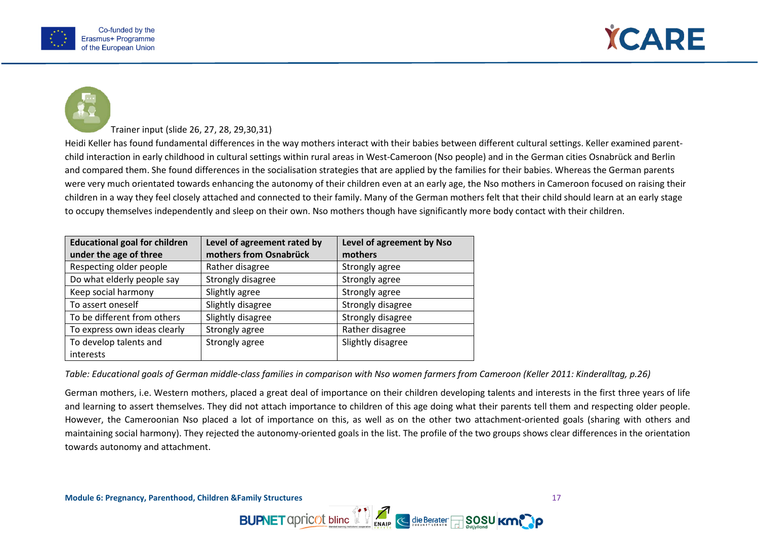Trainer input (slide 26, 27, 28, 29,30,31)

Heidi Keller has found fundamental differences in the way mothers interact with their babies between different cultural settings. Keller examined parent-child interaction in early childhood in cultural settings within rural areas in West-Cameroon (Nso people) and in the German cities Osnabrück and Berlin and compared them. She found differences in the socialisation strategies that are applied by the families for their babies. Whereas the German parents were very much orientated towards enhancing the autonomy of their children even at an early age, the Nso mothers in Cameroon focused on raising their children in a way they feel closely attached and connected to their family. Many of the German mothers felt that their child should learn at an early stage to occupy themselves independently and sleep on their own. Nso mothers though have significantly more body contact with their children.

| Educational goal for children under the age of three | Level of agreement rated by mothers from Osnabrück | Level of agreement by Nso mothers |
|---|---|---|
| Respecting older people | Rather disagree | Strongly agree |
| Do what elderly people say | Strongly disagree | Strongly agree |
| Keep social harmony | Slightly agree | Strongly agree |
| To assert oneself | Slightly disagree | Strongly disagree |
| To be different from others | Slightly disagree | Strongly disagree |
| To express own ideas clearly | Strongly agree | Rather disagree |
| To develop talents and interests | Strongly agree | Slightly disagree |

*Table: Educational goals of German middle-class families in comparison with Nso women farmers from Cameroon (Keller 2011: Kinderalltag, p.26)*

German mothers, i.e. Western mothers, placed a great deal of importance on their children developing talents and interests in the first three years of life and learning to assert themselves. They did not attach importance to children of this age doing what their parents tell them and respecting older people. However, the Cameroonian Nso placed a lot of importance on this, as well as on the other two attachment-oriented goals (sharing with others and maintaining social harmony). They rejected the autonomy-oriented goals in the list. The profile of the two groups shows clear differences in the orientation towards autonomy and attachment.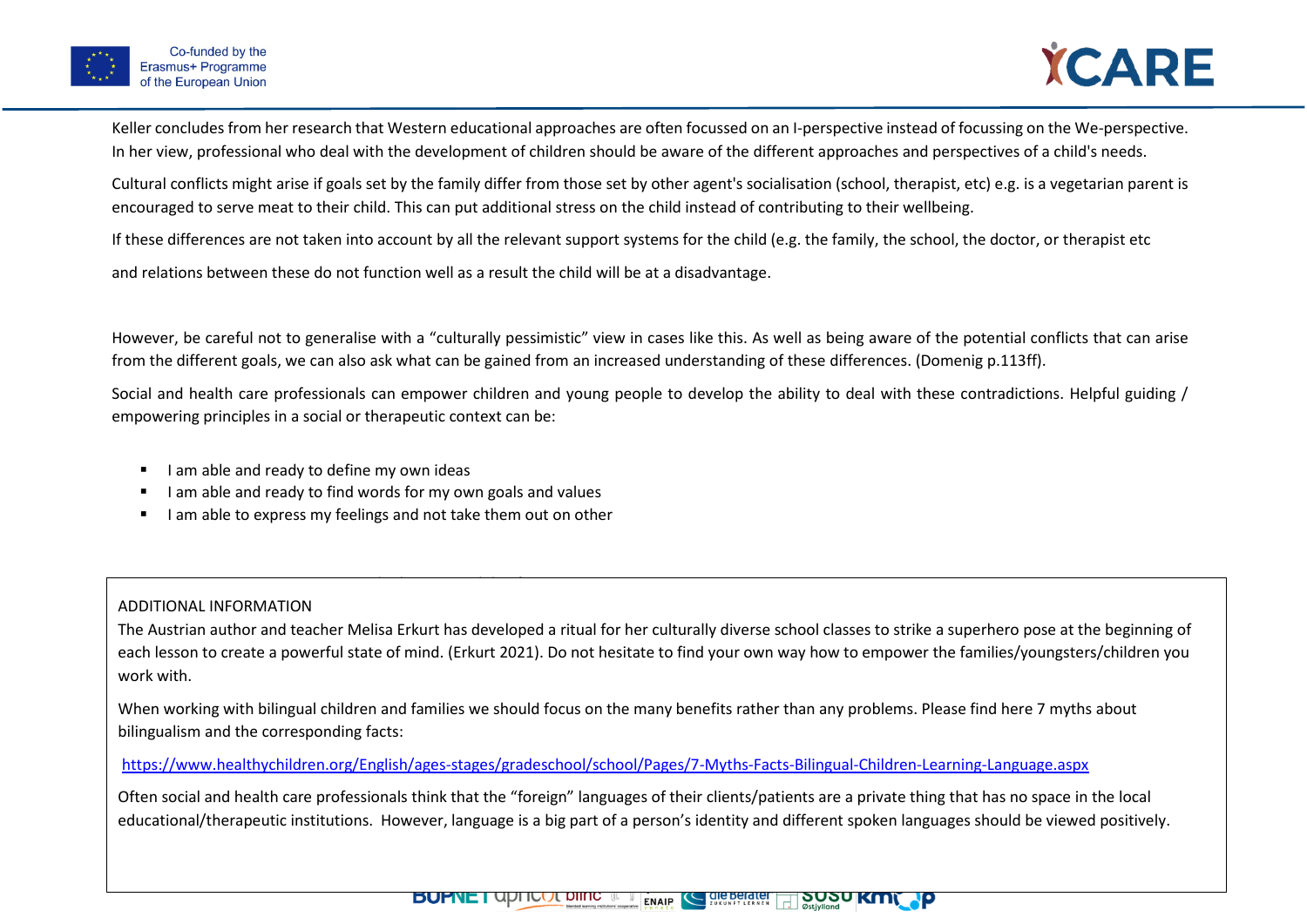Keller concludes from her research that Western educational approaches are often focussed on an I-perspective instead of focussing on the We-perspective. In her view, professional who deal with the development of children should be aware of the different approaches and perspectives of a child's needs.

Cultural conflicts might arise if goals set by the family differ from those set by other agent's socialisation (school, therapist, etc) e.g. is a vegetarian parent is encouraged to serve meat to their child. This can put additional stress on the child instead of contributing to their wellbeing.

If these differences are not taken into account by all the relevant support systems for the child (e.g. the family, the school, the doctor, or therapist etc

and relations between these do not function well as a result the child will be at a disadvantage.

However, be careful not to generalise with a "culturally pessimistic" view in cases like this. As well as being aware of the potential conflicts that can arise from the different goals, we can also ask what can be gained from an increased understanding of these differences. (Domenig p.113ff).

Social and health care professionals can empower children and young people to develop the ability to deal with these contradictions. Helpful guiding / empowering principles in a social or therapeutic context can be:

- I am able and ready to define my own ideas
- I am able and ready to find words for my own goals and values
- I am able to express my feelings and not take them out on other

ADDITIONAL INFORMATION

The Austrian author and teacher Melisa Erkurt has developed a ritual for her culturally diverse school classes to strike a superhero pose at the beginning of each lesson to create a powerful state of mind. (Erkurt 2021). Do not hesitate to find your own way how to empower the families/youngsters/children you work with.

When working with bilingual children and families we should focus on the many benefits rather than any problems. Please find here 7 myths about bilingualism and the corresponding facts:

https://www.healthychildren.org/English/ages-stages/gradeschool/school/Pages/7-Myths-Facts-Bilingual-Children-Learning-Language.aspx

Often social and health care professionals think that the "foreign" languages of their clients/patients are a private thing that has no space in the local educational/therapeutic institutions. However, language is a big part of a person's identity and different spoken languages should be viewed positively.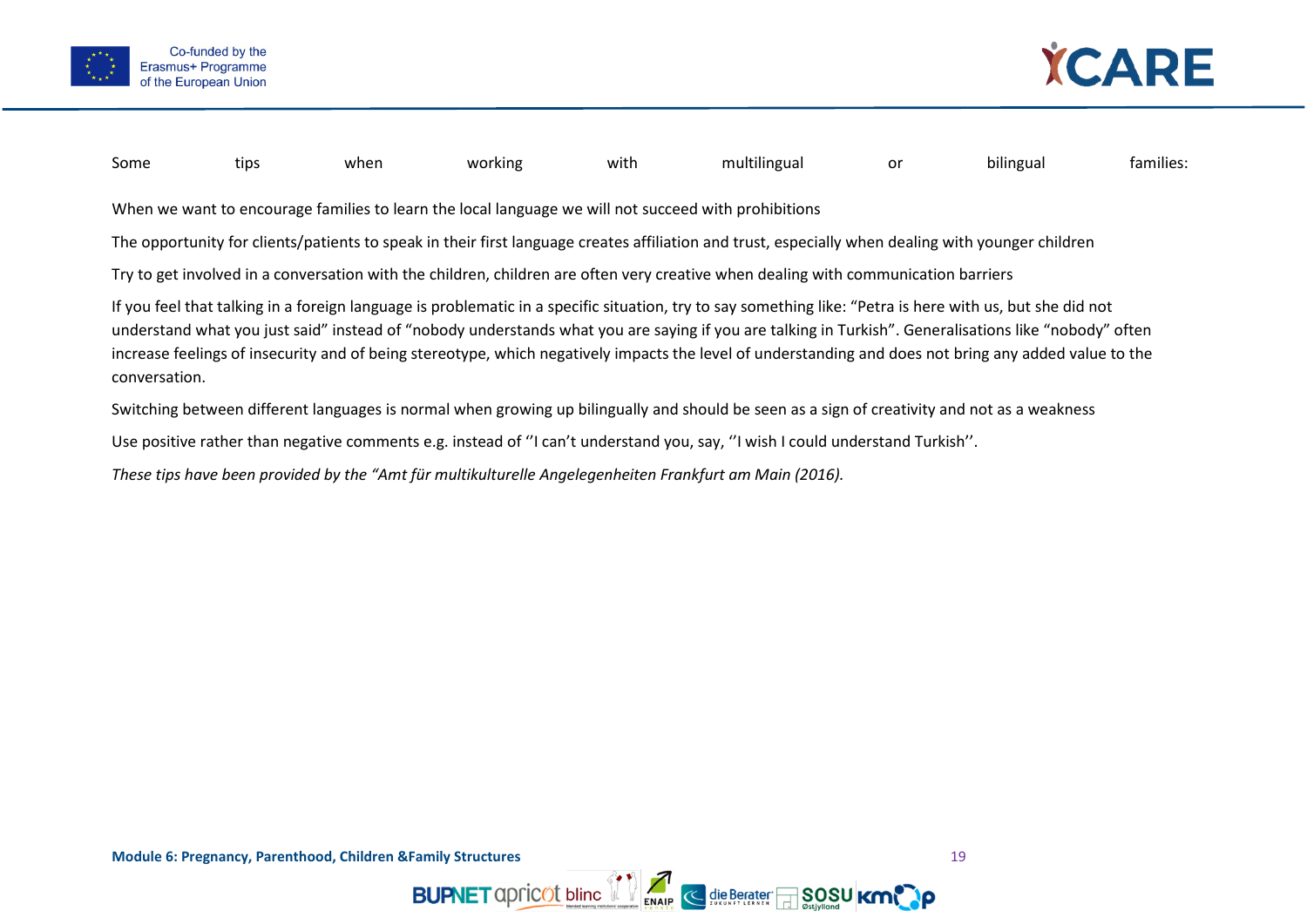Some tips when working with multilingual or bilingual families:

When we want to encourage families to learn the local language we will not succeed with prohibitions

The opportunity for clients/patients to speak in their first language creates affiliation and trust, especially when dealing with younger children

Try to get involved in a conversation with the children, children are often very creative when dealing with communication barriers

If you feel that talking in a foreign language is problematic in a specific situation, try to say something like: "Petra is here with us, but she did not understand what you just said" instead of "nobody understands what you are saying if you are talking in Turkish". Generalisations like "nobody" often increase feelings of insecurity and of being stereotype, which negatively impacts the level of understanding and does not bring any added value to the conversation.

Switching between different languages is normal when growing up bilingually and should be seen as a sign of creativity and not as a weakness

Use positive rather than negative comments e.g. instead of ''I can't understand you, say, ''I wish I could understand Turkish''.

*These tips have been provided by the "Amt für multikulturelle Angelegenheiten Frankfurt am Main (2016).*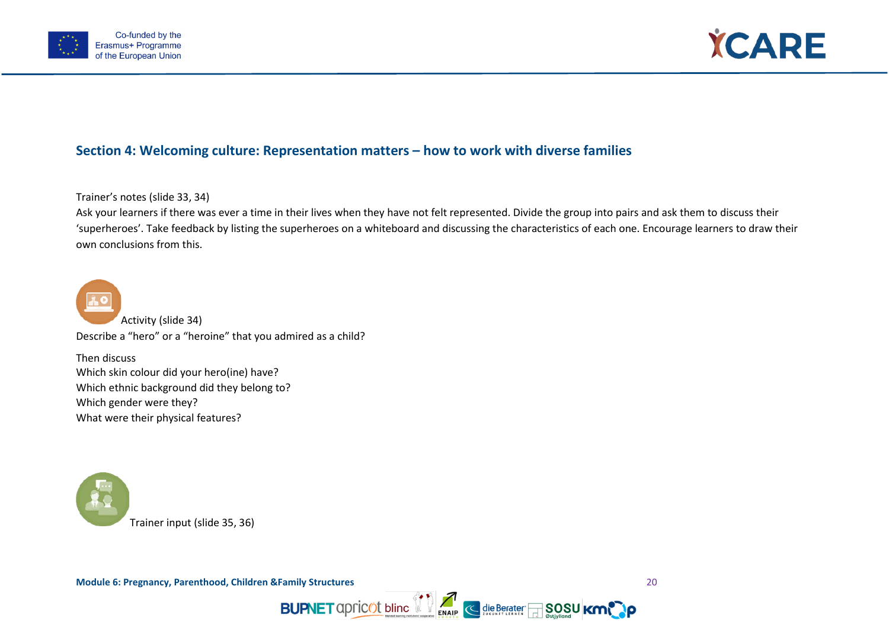## Section 4: Welcoming culture: Representation matters – how to work with diverse families

Trainer's notes (slide 33, 34)
Ask your learners if there was ever a time in their lives when they have not felt represented. Divide the group into pairs and ask them to discuss their 'superheroes'. Take feedback by listing the superheroes on a whiteboard and discussing the characteristics of each one. Encourage learners to draw their own conclusions from this.

Activity (slide 34)
Describe a "hero" or a "heroine" that you admired as a child?

Then discuss
Which skin colour did your hero(ine) have?
Which ethnic background did they belong to?
Which gender were they?
What were their physical features?

Trainer input (slide 35, 36)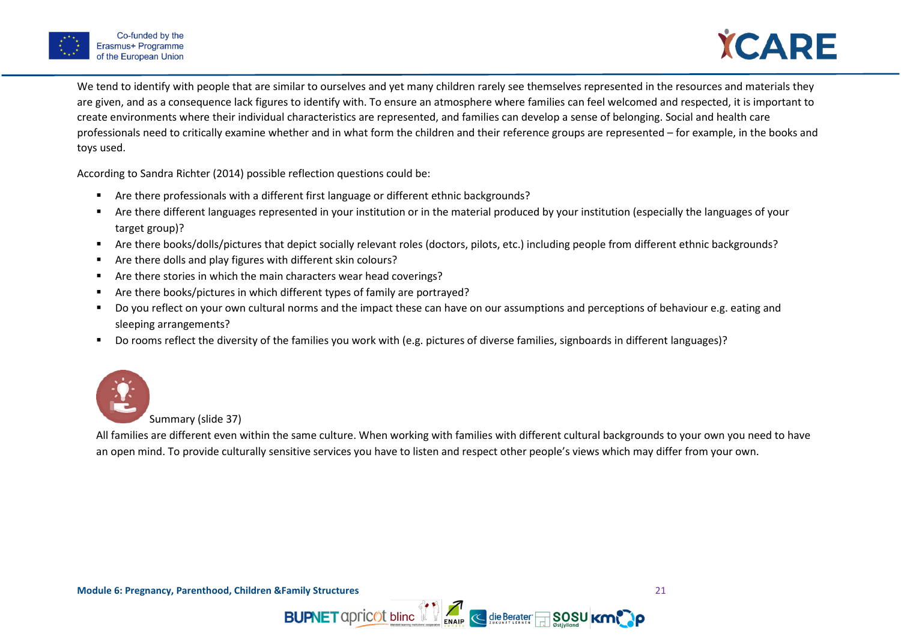We tend to identify with people that are similar to ourselves and yet many children rarely see themselves represented in the resources and materials they are given, and as a consequence lack figures to identify with. To ensure an atmosphere where families can feel welcomed and respected, it is important to create environments where their individual characteristics are represented, and families can develop a sense of belonging. Social and health care professionals need to critically examine whether and in what form the children and their reference groups are represented – for example, in the books and toys used.

According to Sandra Richter (2014) possible reflection questions could be:

- Are there professionals with a different first language or different ethnic backgrounds?
- Are there different languages represented in your institution or in the material produced by your institution (especially the languages of your target group)?
- Are there books/dolls/pictures that depict socially relevant roles (doctors, pilots, etc.) including people from different ethnic backgrounds?
- Are there dolls and play figures with different skin colours?
- Are there stories in which the main characters wear head coverings?
- Are there books/pictures in which different types of family are portrayed?
- Do you reflect on your own cultural norms and the impact these can have on our assumptions and perceptions of behaviour e.g. eating and sleeping arrangements?
- Do rooms reflect the diversity of the families you work with (e.g. pictures of diverse families, signboards in different languages)?

Summary (slide 37)

All families are different even within the same culture. When working with families with different cultural backgrounds to your own you need to have an open mind. To provide culturally sensitive services you have to listen and respect other people's views which may differ from your own.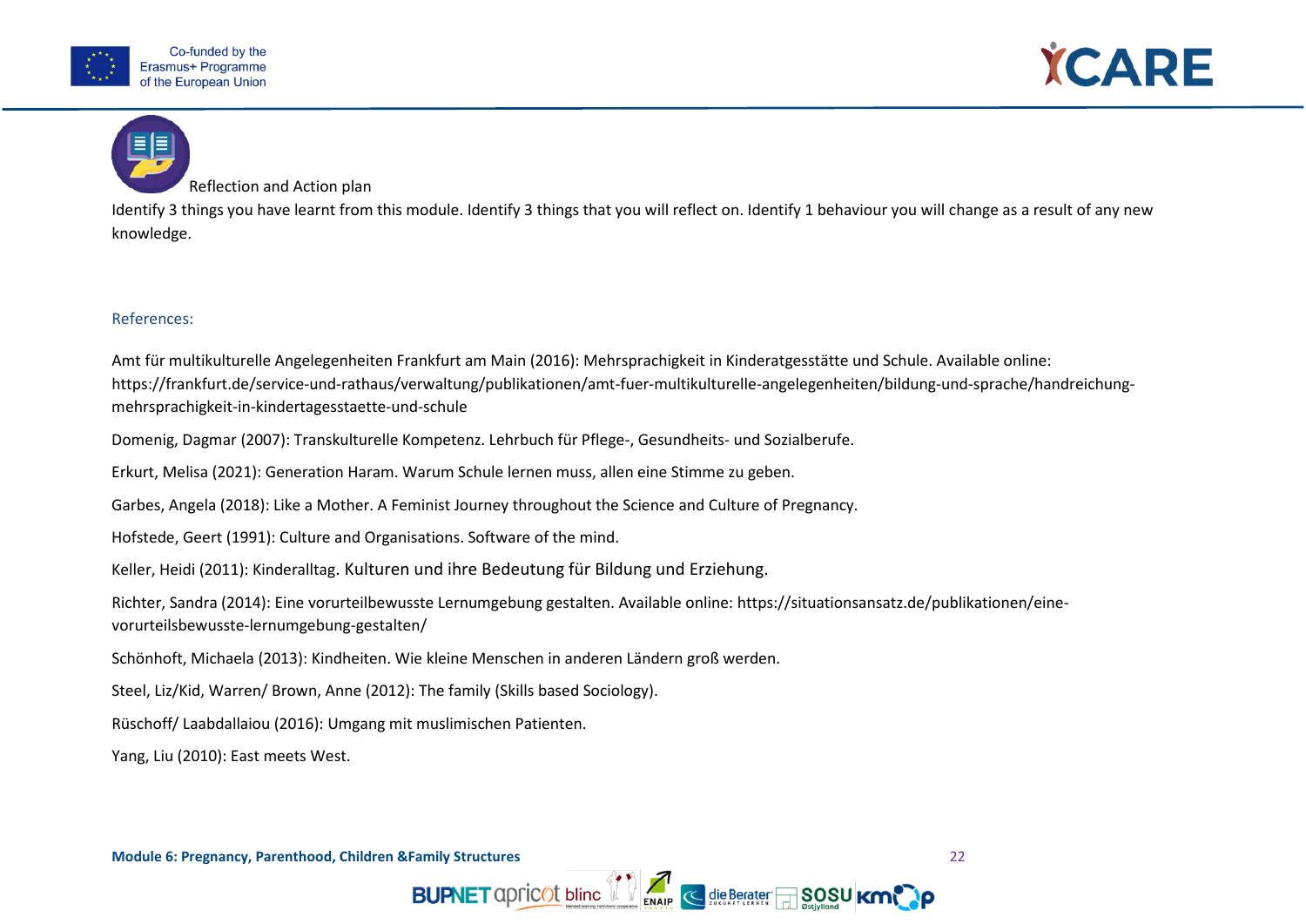Reflection and Action plan

Identify 3 things you have learnt from this module. Identify 3 things that you will reflect on. Identify 1 behaviour you will change as a result of any new knowledge.

## References:

Amt für multikulturelle Angelegenheiten Frankfurt am Main (2016): Mehrsprachigkeit in Kinderatgesstätte und Schule. Available online: https://frankfurt.de/service-und-rathaus/verwaltung/publikationen/amt-fuer-multikulturelle-angelegenheiten/bildung-und-sprache/handreichung-mehrsprachigkeit-in-kindertagesstaette-und-schule

Domenig, Dagmar (2007): Transkulturelle Kompetenz. Lehrbuch für Pflege-, Gesundheits- und Sozialberufe.

Erkurt, Melisa (2021): Generation Haram. Warum Schule lernen muss, allen eine Stimme zu geben.

Garbes, Angela (2018): Like a Mother. A Feminist Journey throughout the Science and Culture of Pregnancy.

Hofstede, Geert (1991): Culture and Organisations. Software of the mind.

Keller, Heidi (2011): Kinderalltag. Kulturen und ihre Bedeutung für Bildung und Erziehung.

Richter, Sandra (2014): Eine vorurteilbewusste Lernumgebung gestalten. Available online: https://situationsansatz.de/publikationen/eine-vorurteilsbewusste-lernumgebung-gestalten/

Schönhoft, Michaela (2013): Kindheiten. Wie kleine Menschen in anderen Ländern groß werden.

Steel, Liz/Kid, Warren/ Brown, Anne (2012): The family (Skills based Sociology).

Rüschoff/ Laabdallaiou (2016): Umgang mit muslimischen Patienten.

Yang, Liu (2010): East meets West.